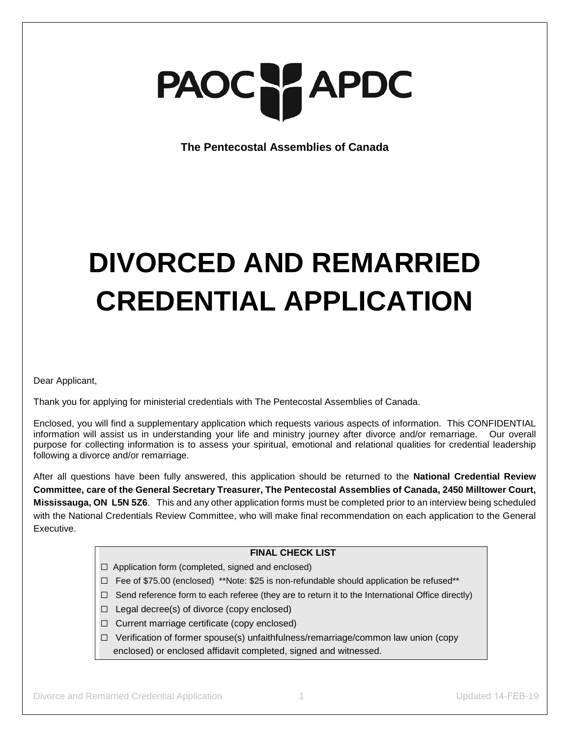PAOC APDC

**The Pentecostal Assemblies of Canada**

# DIVORCED AND REMARRIED CREDENTIAL APPLICATION

Dear Applicant,

Thank you for applying for ministerial credentials with The Pentecostal Assemblies of Canada.

Enclosed, you will find a supplementary application which requests various aspects of information. This CONFIDENTIAL information will assist us in understanding your life and ministry journey after divorce and/or remarriage. Our overall purpose for collecting information is to assess your spiritual, emotional and relational qualities for credential leadership following a divorce and/or remarriage.

After all questions have been fully answered, this application should be returned to the **National Credential Review Committee, care of the General Secretary Treasurer, The Pentecostal Assemblies of Canada, 2450 Milltower Court, Mississauga, ON L5N 5Z6**. This and any other application forms must be completed prior to an interview being scheduled with the National Credentials Review Committee, who will make final recommendation on each application to the General Executive.

**FINAL CHECK LIST**

- ☐ Application form (completed, signed and enclosed)
- ☐ Fee of $75.00 (enclosed) **Note: $25 is non-refundable should application be refused**
- ☐ Send reference form to each referee (they are to return it to the International Office directly)
- ☐ Legal decree(s) of divorce (copy enclosed)
- ☐ Current marriage certificate (copy enclosed)
- ☐ Verification of former spouse(s) unfaithfulness/remarriage/common law union (copy enclosed) or enclosed affidavit completed, signed and witnessed.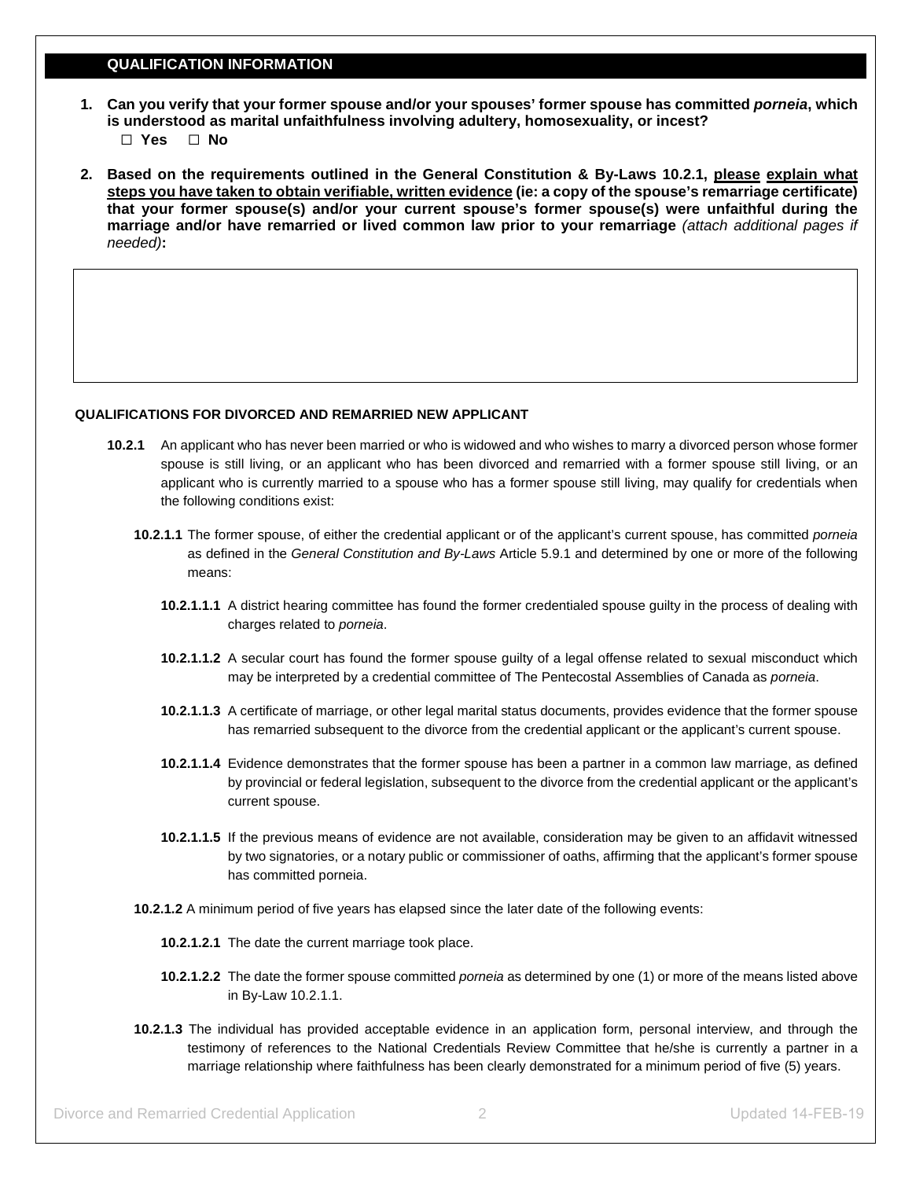## QUALIFICATION INFORMATION

1. **Can you verify that your former spouse and/or your spouses' former spouse has committed *porneia*, which is understood as marital unfaithfulness involving adultery, homosexuality, or incest?**

   ☐ **Yes** ☐ **No**

2. **Based on the requirements outlined in the General Constitution & By-Laws 10.2.1, <u>please explain what steps you have taken to obtain verifiable, written evidence</u> (ie: a copy of the spouse's remarriage certificate) that your former spouse(s) and/or your current spouse's former spouse(s) were unfaithful during the marriage and/or have remarried or lived common law prior to your remarriage** *(attach additional pages if needed)***:**

### QUALIFICATIONS FOR DIVORCED AND REMARRIED NEW APPLICANT

**10.2.1** An applicant who has never been married or who is widowed and who wishes to marry a divorced person whose former spouse is still living, or an applicant who has been divorced and remarried with a former spouse still living, or an applicant who is currently married to a spouse who has a former spouse still living, may qualify for credentials when the following conditions exist:

**10.2.1.1** The former spouse, of either the credential applicant or of the applicant's current spouse, has committed *porneia* as defined in the *General Constitution and By-Laws* Article 5.9.1 and determined by one or more of the following means:

**10.2.1.1.1** A district hearing committee has found the former credentialed spouse guilty in the process of dealing with charges related to *porneia*.

**10.2.1.1.2** A secular court has found the former spouse guilty of a legal offense related to sexual misconduct which may be interpreted by a credential committee of The Pentecostal Assemblies of Canada as *porneia*.

**10.2.1.1.3** A certificate of marriage, or other legal marital status documents, provides evidence that the former spouse has remarried subsequent to the divorce from the credential applicant or the applicant's current spouse.

**10.2.1.1.4** Evidence demonstrates that the former spouse has been a partner in a common law marriage, as defined by provincial or federal legislation, subsequent to the divorce from the credential applicant or the applicant's current spouse.

**10.2.1.1.5** If the previous means of evidence are not available, consideration may be given to an affidavit witnessed by two signatories, or a notary public or commissioner of oaths, affirming that the applicant's former spouse has committed porneia.

**10.2.1.2** A minimum period of five years has elapsed since the later date of the following events:

**10.2.1.2.1** The date the current marriage took place.

**10.2.1.2.2** The date the former spouse committed *porneia* as determined by one (1) or more of the means listed above in By-Law 10.2.1.1.

**10.2.1.3** The individual has provided acceptable evidence in an application form, personal interview, and through the testimony of references to the National Credentials Review Committee that he/she is currently a partner in a marriage relationship where faithfulness has been clearly demonstrated for a minimum period of five (5) years.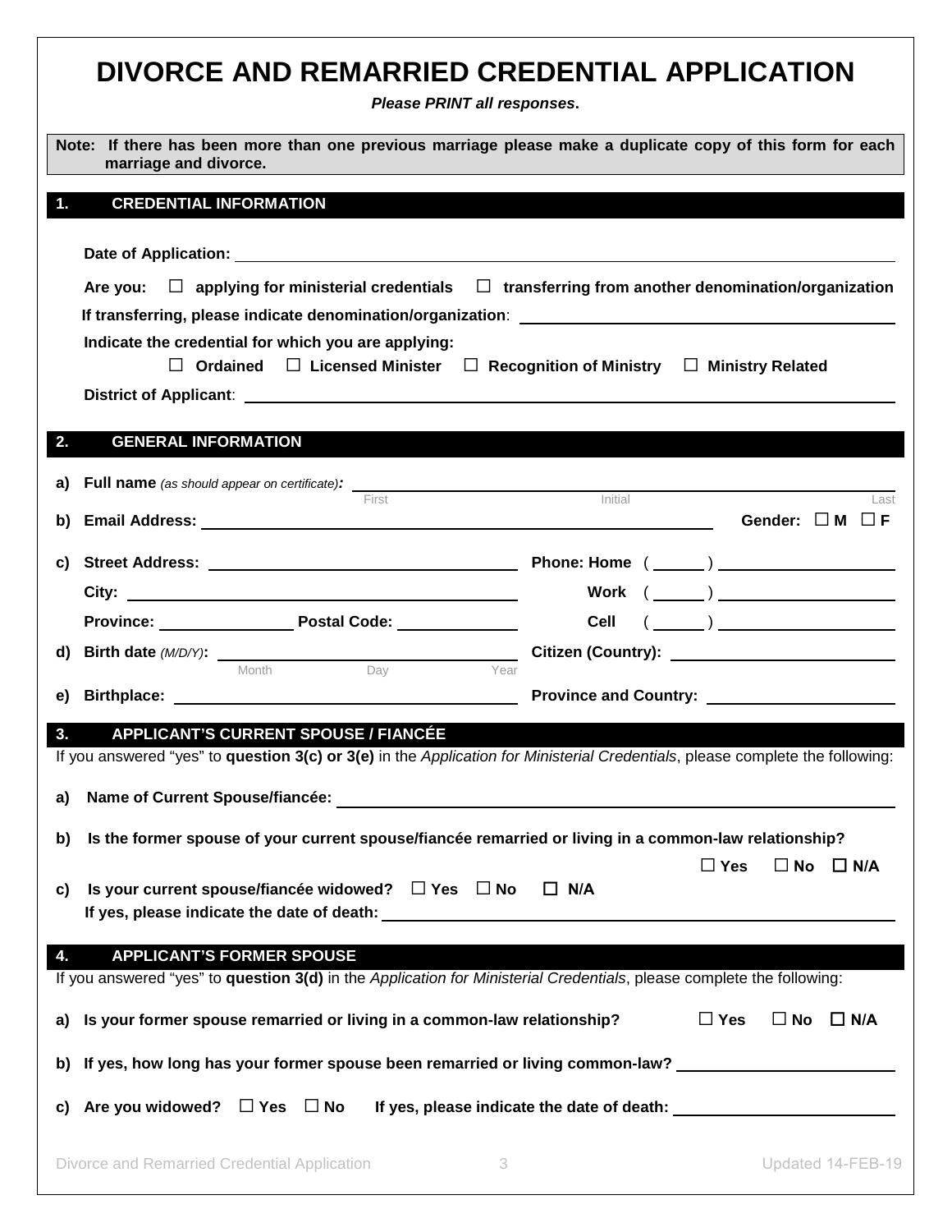# DIVORCE AND REMARRIED CREDENTIAL APPLICATION

***Please PRINT all responses*.**

**Note: If there has been more than one previous marriage please make a duplicate copy of this form for each marriage and divorce.**

## 1. CREDENTIAL INFORMATION

**Date of Application:** ______________________________

**Are you:** ☐ **applying for ministerial credentials** ☐ **transferring from another denomination/organization**

**If transferring, please indicate denomination/organization**: ______________________________

**Indicate the credential for which you are applying:**

☐ **Ordained** ☐ **Licensed Minister** ☐ **Recognition of Ministry** ☐ **Ministry Related**

**District of Applicant**: ______________________________

## 2. GENERAL INFORMATION

**a) Full name** *(as should appear on certificate)***:** ______________________________
First / Initial / Last

**b) Email Address:** ______________________________ **Gender:** ☐ **M** ☐ **F**

**c) Street Address:** ______________________________ **Phone: Home** ( ______ ) ______________

**City:** ______________________________ **Work** ( ______ ) ______________

**Province:** ______________ **Postal Code:** ______________ **Cell** ( ______ ) ______________

**d) Birth date** *(M/D/Y)***:** ______________________________ **Citizen (Country):** ______________
Month / Day / Year

**e) Birthplace:** ______________________________ **Province and Country:** ______________

## 3. APPLICANT'S CURRENT SPOUSE / FIANCÉE

If you answered "yes" to **question 3(c) or 3(e)** in the *Application for Ministerial Credentials*, please complete the following:

**a) Name of Current Spouse/fiancée:** ______________________________

**b) Is the former spouse of your current spouse/fiancée remarried or living in a common-law relationship?**

☐ **Yes** ☐ **No** ☐ **N/A**

**c) Is your current spouse/fiancée widowed?** ☐ **Yes** ☐ **No** ☐ **N/A**

**If yes, please indicate the date of death:** ______________________________

## 4. APPLICANT'S FORMER SPOUSE

If you answered "yes" to **question 3(d)** in the *Application for Ministerial Credentials*, please complete the following:

**a) Is your former spouse remarried or living in a common-law relationship?** ☐ **Yes** ☐ **No** ☐ **N/A**

**b) If yes, how long has your former spouse been remarried or living common-law?** ______________________________

**c) Are you widowed?** ☐ **Yes** ☐ **No** **If yes, please indicate the date of death:** ______________________________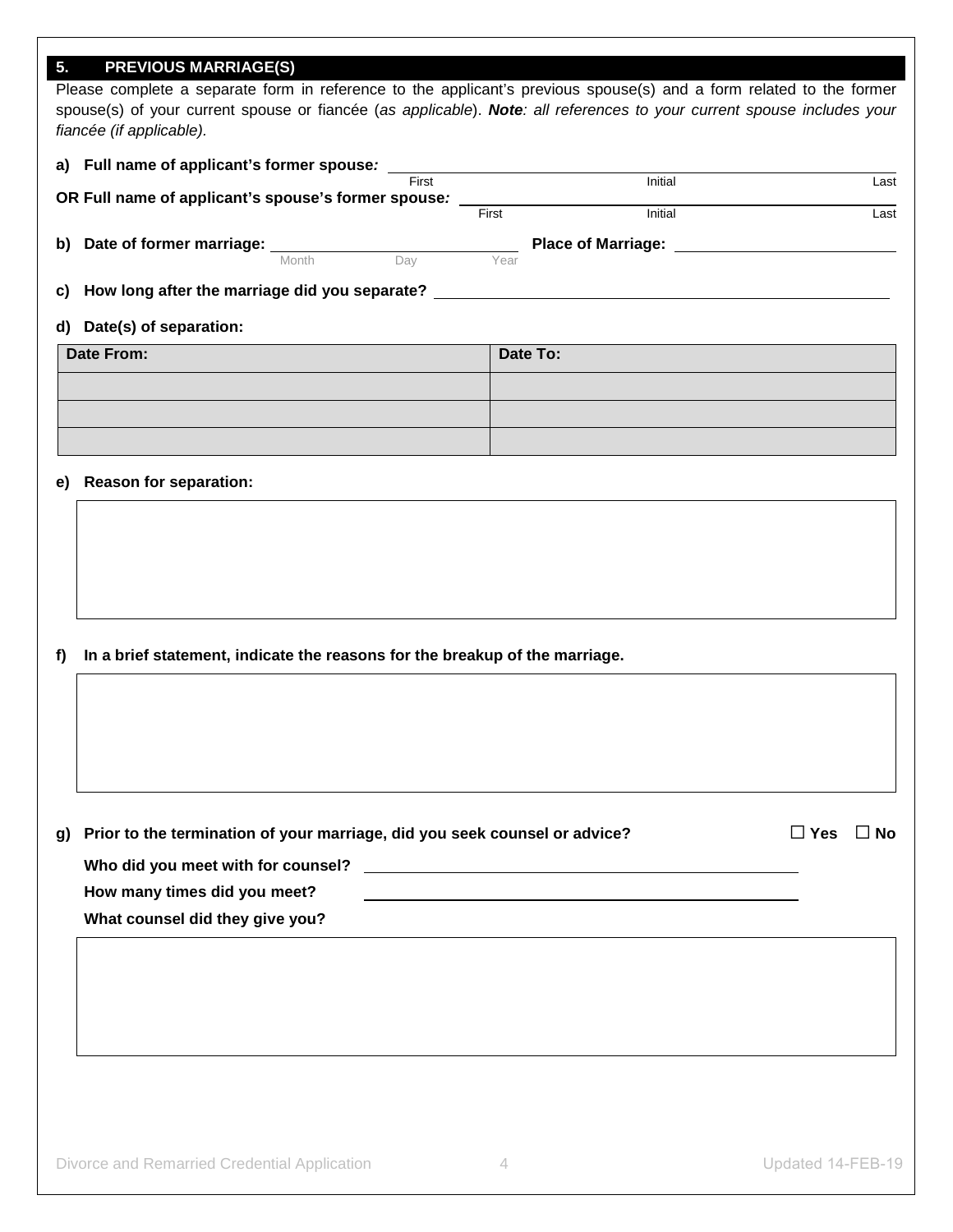## 5. PREVIOUS MARRIAGE(S)

Please complete a separate form in reference to the applicant's previous spouse(s) and a form related to the former spouse(s) of your current spouse or fiancée (*as applicable*). ***Note****: all references to your current spouse includes your fiancée (if applicable).*

**a) Full name of applicant's former spouse*:*** ______________________________
First Initial Last

**OR Full name of applicant's spouse's former spouse*:*** ______________________________
First Initial Last

**b) Date of former marriage:** ______________________ **Place of Marriage:** ______________________
Month Day Year

**c) How long after the marriage did you separate?** ______________________________

**d) Date(s) of separation:**

| Date From: | Date To: |
|---|---|
| | |
| | |
| | |

**e) Reason for separation:**

| |
|---|
| |

**f) In a brief statement, indicate the reasons for the breakup of the marriage.**

| |
|---|
| |

**g) Prior to the termination of your marriage, did you seek counsel or advice?** ☐ **Yes** ☐ **No**

**Who did you meet with for counsel?** ______________________________

**How many times did you meet?** ______________________________

**What counsel did they give you?**

| |
|---|
| |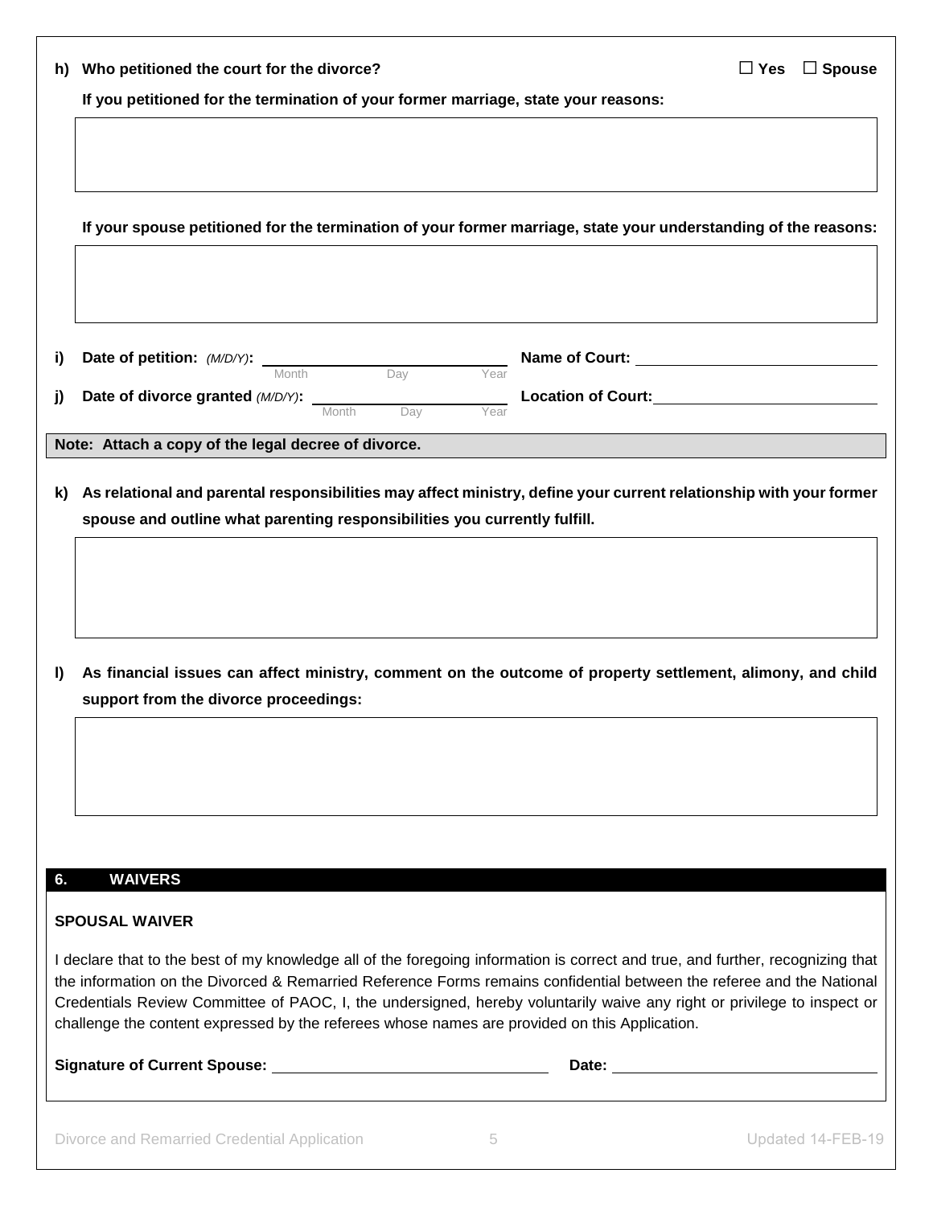**h) Who petitioned the court for the divorce?** ☐ **Yes** ☐ **Spouse**

**If you petitioned for the termination of your former marriage, state your reasons:**

&nbsp;

**If your spouse petitioned for the termination of your former marriage, state your understanding of the reasons:**

&nbsp;

**i) Date of petition:** *(M/D/Y)*: ______ Month ______ Day ______ Year **Name of Court:** ____________________

**j) Date of divorce granted** *(M/D/Y)*: ______ Month ______ Day ______ Year **Location of Court:** ____________________

**Note: Attach a copy of the legal decree of divorce.**

**k) As relational and parental responsibilities may affect ministry, define your current relationship with your former spouse and outline what parenting responsibilities you currently fulfill.**

&nbsp;

**l) As financial issues can affect ministry, comment on the outcome of property settlement, alimony, and child support from the divorce proceedings:**

&nbsp;

## 6. WAIVERS

**SPOUSAL WAIVER**

I declare that to the best of my knowledge all of the foregoing information is correct and true, and further, recognizing that the information on the Divorced & Remarried Reference Forms remains confidential between the referee and the National Credentials Review Committee of PAOC, I, the undersigned, hereby voluntarily waive any right or privilege to inspect or challenge the content expressed by the referees whose names are provided on this Application.

**Signature of Current Spouse:** ____________________ **Date:** ____________________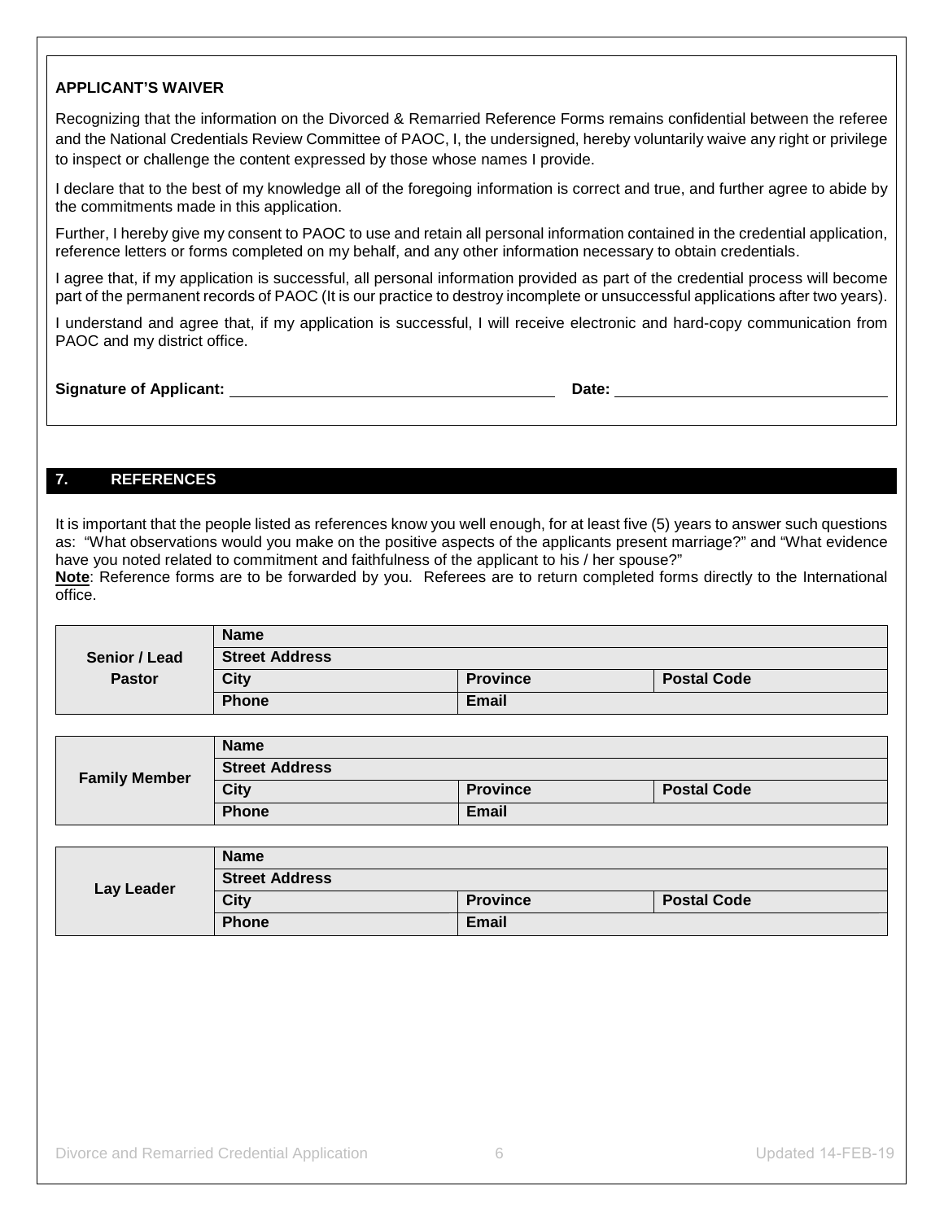**APPLICANT'S WAIVER**

Recognizing that the information on the Divorced & Remarried Reference Forms remains confidential between the referee and the National Credentials Review Committee of PAOC, I, the undersigned, hereby voluntarily waive any right or privilege to inspect or challenge the content expressed by those whose names I provide.

I declare that to the best of my knowledge all of the foregoing information is correct and true, and further agree to abide by the commitments made in this application.

Further, I hereby give my consent to PAOC to use and retain all personal information contained in the credential application, reference letters or forms completed on my behalf, and any other information necessary to obtain credentials.

I agree that, if my application is successful, all personal information provided as part of the credential process will become part of the permanent records of PAOC (It is our practice to destroy incomplete or unsuccessful applications after two years).

I understand and agree that, if my application is successful, I will receive electronic and hard-copy communication from PAOC and my district office.

**Signature of Applicant:** ______________________________ **Date:** ______________________

## 7. REFERENCES

It is important that the people listed as references know you well enough, for at least five (5) years to answer such questions as: "What observations would you make on the positive aspects of the applicants present marriage?" and "What evidence have you noted related to commitment and faithfulness of the applicant to his / her spouse?"

**Note**: Reference forms are to be forwarded by you. Referees are to return completed forms directly to the International office.

| Senior / Lead Pastor | Name | | |
|---|---|---|---|
| | Street Address | | |
| | City | Province | Postal Code |
| | Phone | Email | |

| Family Member | Name | | |
|---|---|---|---|
| | Street Address | | |
| | City | Province | Postal Code |
| | Phone | Email | |

| Lay Leader | Name | | |
|---|---|---|---|
| | Street Address | | |
| | City | Province | Postal Code |
| | Phone | Email | |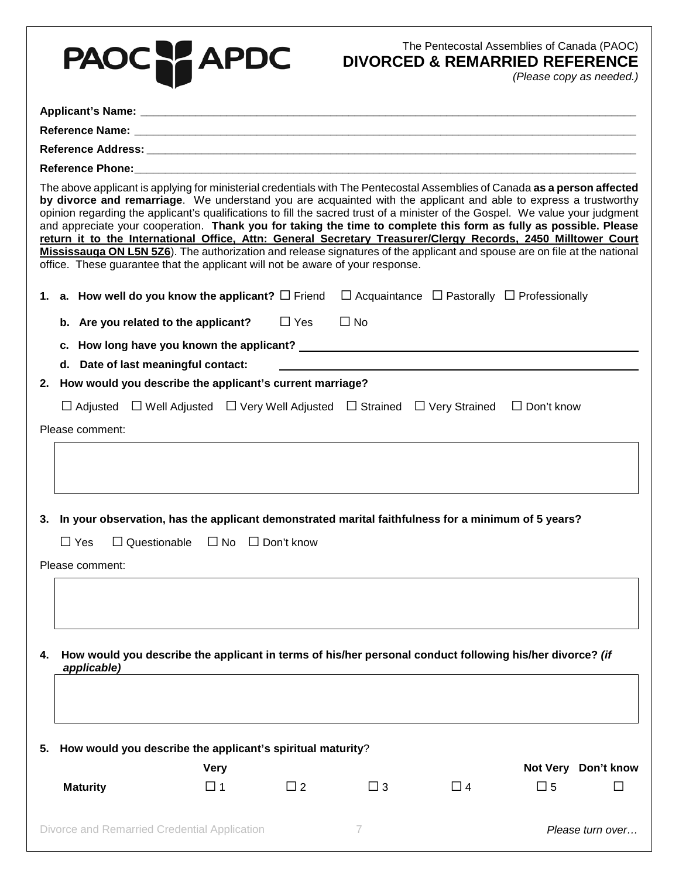PAOC APDC

The Pentecostal Assemblies of Canada (PAOC)

# DIVORCED & REMARRIED REFERENCE

*(Please copy as needed.)*

**Applicant's Name:** \_\_\_\_\_\_\_\_\_\_\_\_\_\_\_\_\_\_\_\_\_\_\_\_\_\_\_\_\_\_\_\_\_\_\_\_\_\_\_\_

**Reference Name:** \_\_\_\_\_\_\_\_\_\_\_\_\_\_\_\_\_\_\_\_\_\_\_\_\_\_\_\_\_\_\_\_\_\_\_\_\_\_\_\_

**Reference Address:** \_\_\_\_\_\_\_\_\_\_\_\_\_\_\_\_\_\_\_\_\_\_\_\_\_\_\_\_\_\_\_\_\_\_\_\_\_\_\_\_

**Reference Phone:** \_\_\_\_\_\_\_\_\_\_\_\_\_\_\_\_\_\_\_\_\_\_\_\_\_\_\_\_\_\_\_\_\_\_\_\_\_\_\_\_

The above applicant is applying for ministerial credentials with The Pentecostal Assemblies of Canada **as a person affected by divorce and remarriage**. We understand you are acquainted with the applicant and able to express a trustworthy opinion regarding the applicant's qualifications to fill the sacred trust of a minister of the Gospel. We value your judgment and appreciate your cooperation. **Thank you for taking the time to complete this form as fully as possible. Please return it to the International Office, Attn: General Secretary Treasurer/Clergy Records, 2450 Milltower Court Mississauga ON L5N 5Z6**). The authorization and release signatures of the applicant and spouse are on file at the national office. These guarantee that the applicant will not be aware of your response.

**1. a. How well do you know the applicant?** ☐ Friend ☐ Acquaintance ☐ Pastorally ☐ Professionally

**b. Are you related to the applicant?** ☐ Yes ☐ No

**c. How long have you known the applicant?** \_\_\_\_\_\_\_\_\_\_\_\_\_\_\_\_\_\_\_\_\_\_\_\_\_\_\_\_

**d. Date of last meaningful contact:** \_\_\_\_\_\_\_\_\_\_\_\_\_\_\_\_\_\_\_\_\_\_\_\_\_\_\_\_

**2. How would you describe the applicant's current marriage?**

☐ Adjusted ☐ Well Adjusted ☐ Very Well Adjusted ☐ Strained ☐ Very Strained ☐ Don't know

Please comment:

**3. In your observation, has the applicant demonstrated marital faithfulness for a minimum of 5 years?**

☐ Yes ☐ Questionable ☐ No ☐ Don't know

Please comment:

**4. How would you describe the applicant in terms of his/her personal conduct following his/her divorce?** ***(if applicable)***

**5. How would you describe the applicant's spiritual maturity**?

| | Very | | | | Not Very | Don't know |
|---|---|---|---|---|---|---|
| **Maturity** | ☐ 1 | ☐ 2 | ☐ 3 | ☐ 4 | ☐ 5 | ☐ |

*Please turn over…*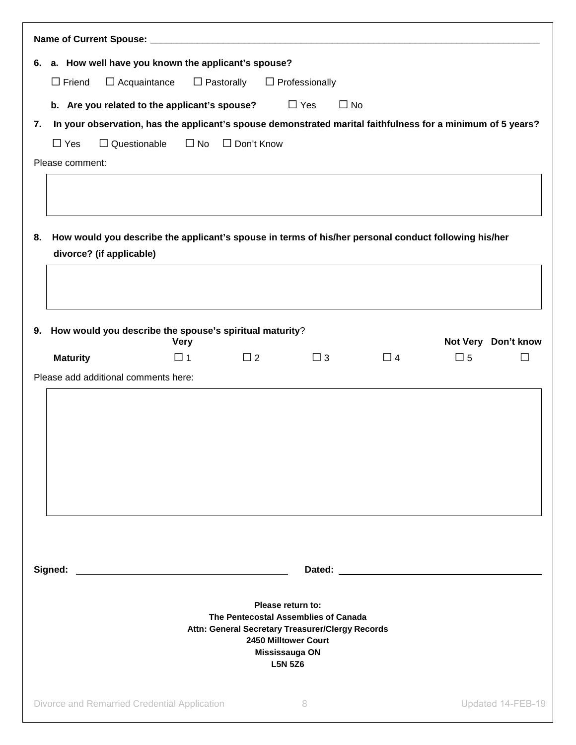**Name of Current Spouse:** ___________________________________________________________________________

**6. a. How well have you known the applicant's spouse?**

☐ Friend ☐ Acquaintance ☐ Pastorally ☐ Professionally

**b. Are you related to the applicant's spouse?** ☐ Yes ☐ No

**7. In your observation, has the applicant's spouse demonstrated marital faithfulness for a minimum of 5 years?**

☐ Yes ☐ Questionable ☐ No ☐ Don't Know

Please comment:

**8. How would you describe the applicant's spouse in terms of his/her personal conduct following his/her divorce? (if applicable)**

**9. How would you describe the spouse's spiritual maturity**?

| | Very | | | | Not Very | Don't know |
|---|---|---|---|---|---|---|
| **Maturity** | ☐ 1 | ☐ 2 | ☐ 3 | ☐ 4 | ☐ 5 | ☐ |

Please add additional comments here:

**Signed:** ____________________ **Dated:** ____________________

**Please return to:**
**The Pentecostal Assemblies of Canada**
**Attn: General Secretary Treasurer/Clergy Records**
**2450 Milltower Court**
**Mississauga ON**
**L5N 5Z6**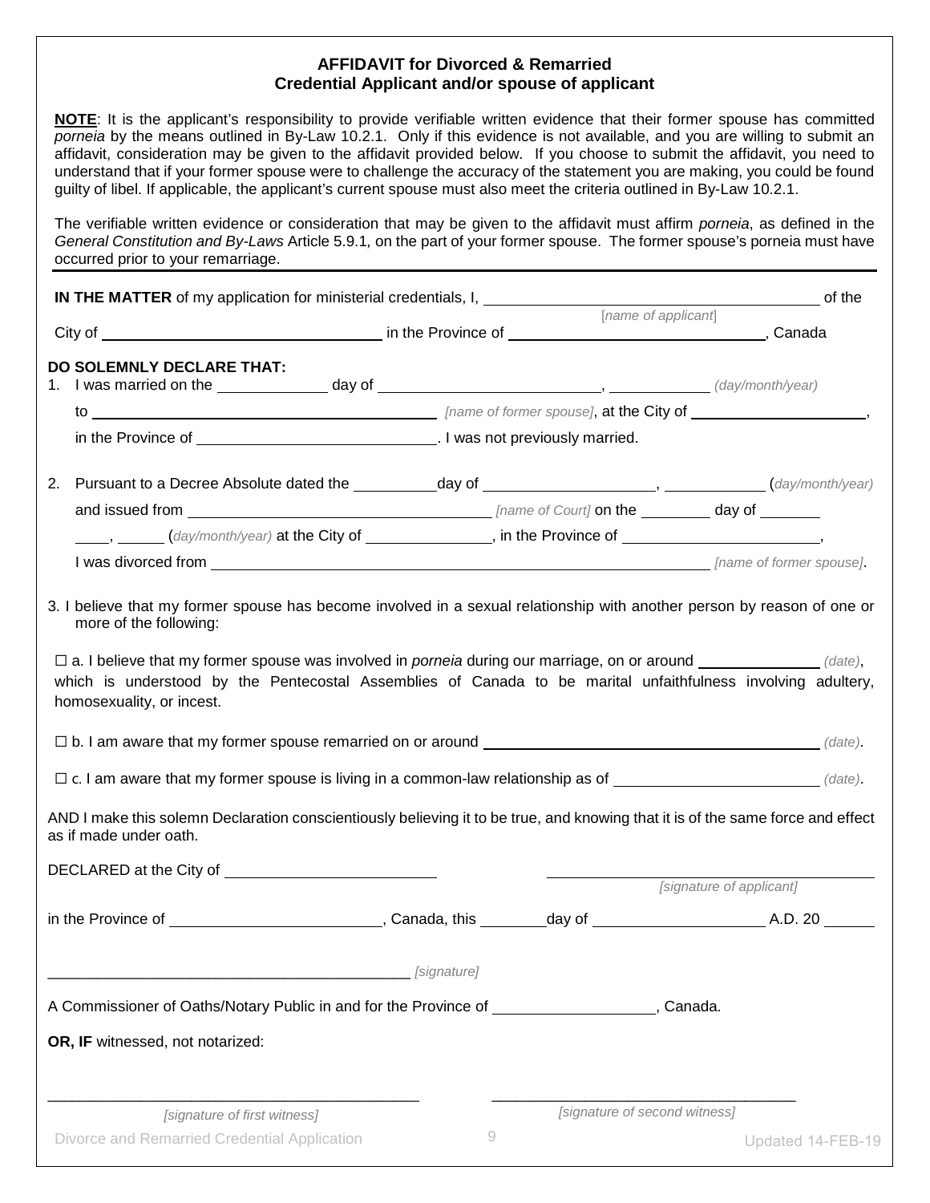# AFFIDAVIT for Divorced & Remarried Credential Applicant and/or spouse of applicant

**NOTE**: It is the applicant's responsibility to provide verifiable written evidence that their former spouse has committed *porneia* by the means outlined in By-Law 10.2.1. Only if this evidence is not available, and you are willing to submit an affidavit, consideration may be given to the affidavit provided below. If you choose to submit the affidavit, you need to understand that if your former spouse were to challenge the accuracy of the statement you are making, you could be found guilty of libel. If applicable, the applicant's current spouse must also meet the criteria outlined in By-Law 10.2.1.

The verifiable written evidence or consideration that may be given to the affidavit must affirm *porneia*, as defined in the *General Constitution and By-Laws* Article 5.9.1, on the part of your former spouse. The former spouse's porneia must have occurred prior to your remarriage.

---

**IN THE MATTER** of my application for ministerial credentials, I, ______________________________ [name of applicant] of the City of ______________________ in the Province of ______________________, Canada

**DO SOLEMNLY DECLARE THAT:**

1. I was married on the __________ day of ____________________, __________ (day/month/year) to ______________________________ [name of former spouse], at the City of ________________, in the Province of ______________________. I was not previously married.

2. Pursuant to a Decree Absolute dated the ________day of ________________, __________ (day/month/year) and issued from ________________________ [name of Court] on the ________ day of ________ ____, _____ (day/month/year) at the City of ____________, in the Province of ________________, I was divorced from ______________________________ [name of former spouse].

3. I believe that my former spouse has become involved in a sexual relationship with another person by reason of one or more of the following:

☐ a. I believe that my former spouse was involved in *porneia* during our marriage, on or around ____________ (date), which is understood by the Pentecostal Assemblies of Canada to be marital unfaithfulness involving adultery, homosexuality, or incest.

☐ b. I am aware that my former spouse remarried on or around ______________________________ (date).

☐ c. I am aware that my former spouse is living in a common-law relationship as of ____________________ (date).

AND I make this solemn Declaration conscientiously believing it to be true, and knowing that it is of the same force and effect as if made under oath.

DECLARED at the City of ______________________ ______________________________ [signature of applicant]

in the Province of ______________________, Canada, this ________day of ________________ A.D. 20 ______

______________________________________________ [signature]

A Commissioner of Oaths/Notary Public in and for the Province of ________________, Canada.

**OR, IF** witnessed, not notarized:

______________________________________________ [signature of first witness]

______________________________________________ [signature of second witness]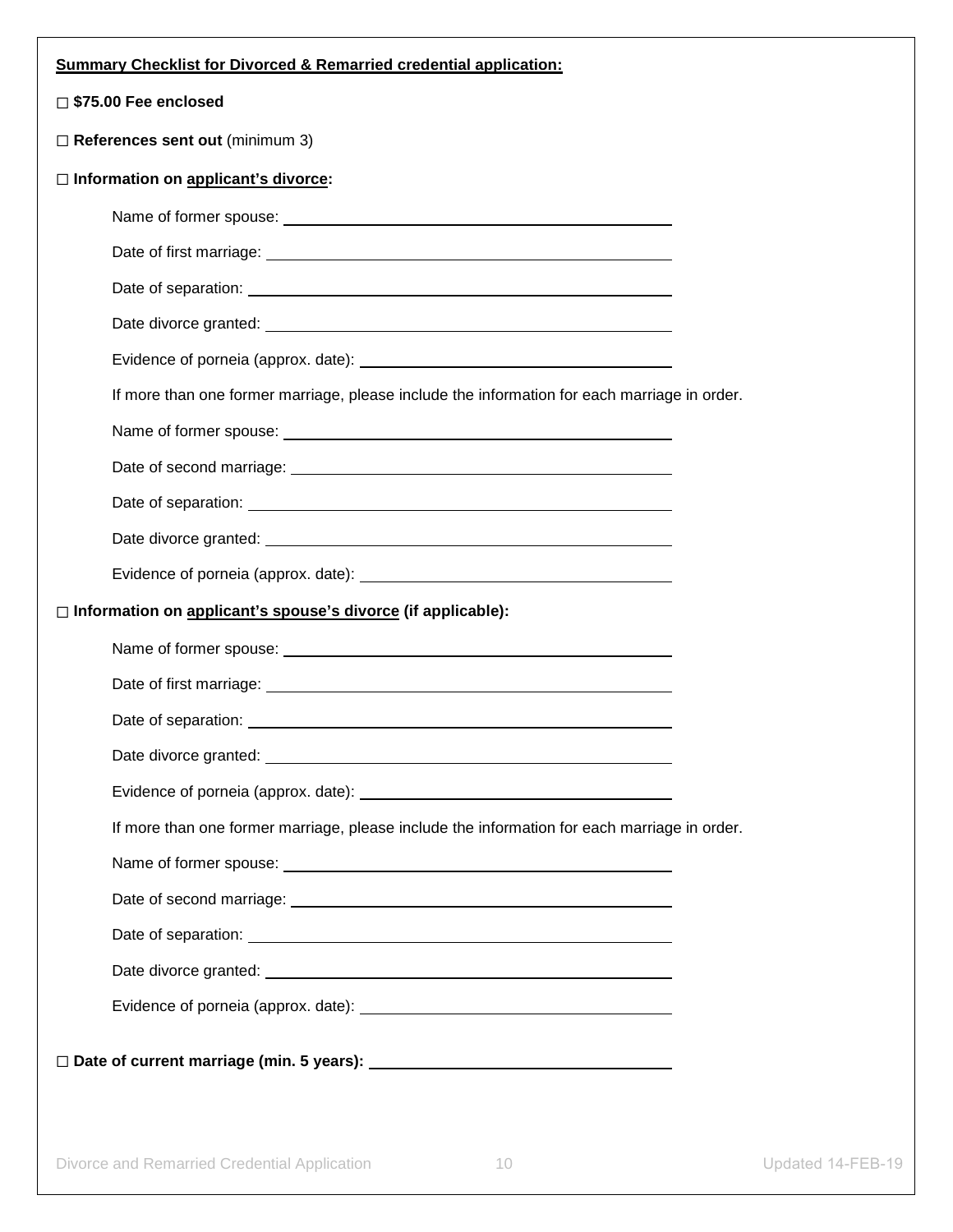**Summary Checklist for Divorced & Remarried credential application:**

□ **$75.00 Fee enclosed**

□ **References sent out** (minimum 3)

□ **Information on applicant's divorce:**

Name of former spouse: ____________________

Date of first marriage: ____________________

Date of separation: ____________________

Date divorce granted: ____________________

Evidence of porneia (approx. date): ____________________

If more than one former marriage, please include the information for each marriage in order.

Name of former spouse: ____________________

Date of second marriage: ____________________

Date of separation: ____________________

Date divorce granted: ____________________

Evidence of porneia (approx. date): ____________________

□ **Information on applicant's spouse's divorce (if applicable):**

Name of former spouse: ____________________

Date of first marriage: ____________________

Date of separation: ____________________

Date divorce granted: ____________________

Evidence of porneia (approx. date): ____________________

If more than one former marriage, please include the information for each marriage in order.

Name of former spouse: ____________________

Date of second marriage: ____________________

Date of separation: ____________________

Date divorce granted: ____________________

Evidence of porneia (approx. date): ____________________

□ **Date of current marriage (min. 5 years):** ____________________